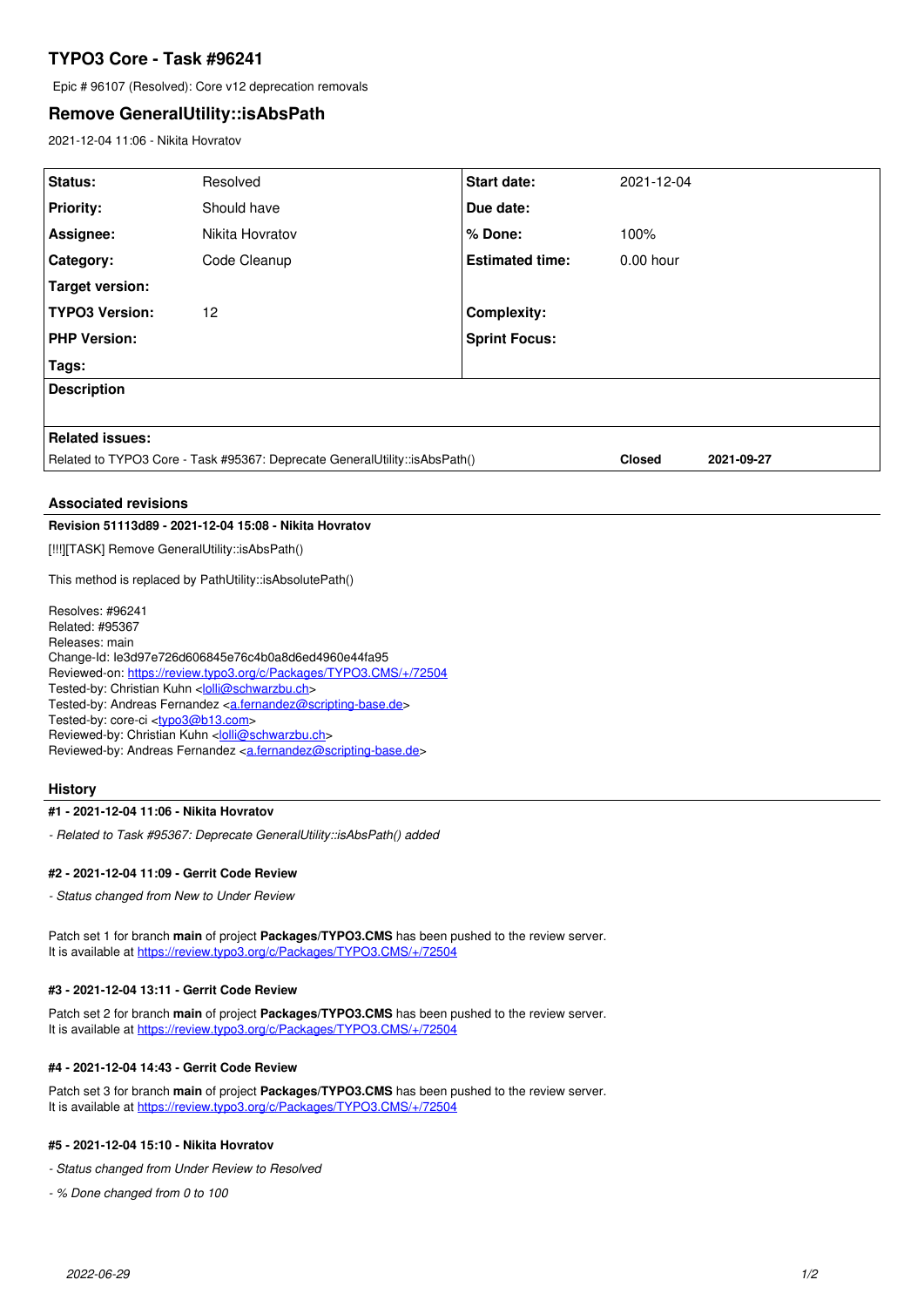# TYPO3 Core - Task #96241

Epic # 96107 (Resolved): Core v12 deprecation removals

## Remove GeneralUtility::isAbsPath

2021-12-04 11:06 - Nikita Hovratov

| Status: | Resolved | Start date: | 2021-12-04 |
|---|---|---|---|
| Priority: | Should have | Due date: | |
| Assignee: | Nikita Hovratov | % Done: | 100% |
| Category: | Code Cleanup | Estimated time: | 0.00 hour |
| Target version: | | | |
| TYPO3 Version: | 12 | Complexity: | |
| PHP Version: | | Sprint Focus: | |
| Tags: | | | |

**Description**

**Related issues:**

| | | |
|---|---|---|
| Related to TYPO3 Core - Task #95367: Deprecate GeneralUtility::isAbsPath() | **Closed** | **2021-09-27** |

### Associated revisions

**Revision 51113d89 - 2021-12-04 15:08 - Nikita Hovratov**

[!!!][TASK] Remove GeneralUtility::isAbsPath()

This method is replaced by PathUtility::isAbsolutePath()

Resolves: #96241
Related: #95367
Releases: main
Change-Id: Ie3d97e726d606845e76c4b0a8d6ed4960e44fa95
Reviewed-on: https://review.typo3.org/c/Packages/TYPO3.CMS/+/72504
Tested-by: Christian Kuhn <lolli@schwarzbu.ch>
Tested-by: Andreas Fernandez <a.fernandez@scripting-base.de>
Tested-by: core-ci <typo3@b13.com>
Reviewed-by: Christian Kuhn <lolli@schwarzbu.ch>
Reviewed-by: Andreas Fernandez <a.fernandez@scripting-base.de>

### History

**#1 - 2021-12-04 11:06 - Nikita Hovratov**

*- Related to Task #95367: Deprecate GeneralUtility::isAbsPath() added*

**#2 - 2021-12-04 11:09 - Gerrit Code Review**

*- Status changed from New to Under Review*

Patch set 1 for branch **main** of project **Packages/TYPO3.CMS** has been pushed to the review server.
It is available at https://review.typo3.org/c/Packages/TYPO3.CMS/+/72504

**#3 - 2021-12-04 13:11 - Gerrit Code Review**

Patch set 2 for branch **main** of project **Packages/TYPO3.CMS** has been pushed to the review server.
It is available at https://review.typo3.org/c/Packages/TYPO3.CMS/+/72504

**#4 - 2021-12-04 14:43 - Gerrit Code Review**

Patch set 3 for branch **main** of project **Packages/TYPO3.CMS** has been pushed to the review server.
It is available at https://review.typo3.org/c/Packages/TYPO3.CMS/+/72504

**#5 - 2021-12-04 15:10 - Nikita Hovratov**

*- Status changed from Under Review to Resolved*

*- % Done changed from 0 to 100*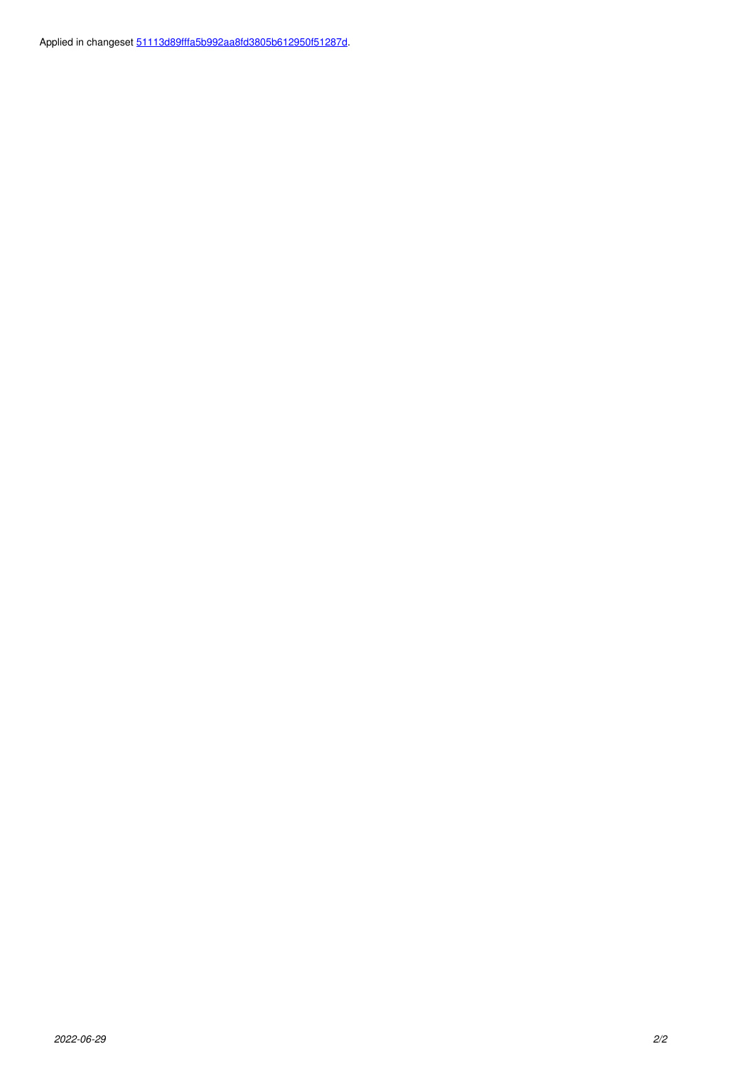Applied in changeset 51113d89fffa5b992aa8fd3805b612950f51287d.